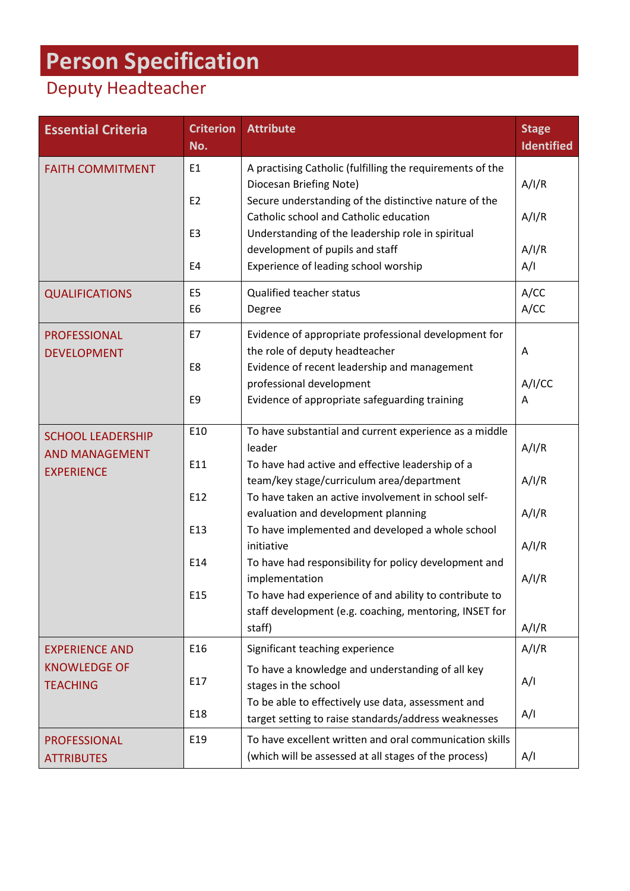# Person Specification

## Deputy Headteacher

| Essential Criteria | Criterion No. | Attribute | Stage Identified |
|---|---|---|---|
| FAITH COMMITMENT | E1 | A practising Catholic (fulfilling the requirements of the Diocesan Briefing Note) | A/I/R |
| | E2 | Secure understanding of the distinctive nature of the Catholic school and Catholic education | A/I/R |
| | E3 | Understanding of the leadership role in spiritual development of pupils and staff | A/I/R |
| | E4 | Experience of leading school worship | A/I |
| QUALIFICATIONS | E5 | Qualified teacher status | A/CC |
| | E6 | Degree | A/CC |
| PROFESSIONAL DEVELOPMENT | E7 | Evidence of appropriate professional development for the role of deputy headteacher | A |
| | E8 | Evidence of recent leadership and management professional development | A/I/CC |
| | E9 | Evidence of appropriate safeguarding training | A |
| SCHOOL LEADERSHIP AND MANAGEMENT EXPERIENCE | E10 | To have substantial and current experience as a middle leader | A/I/R |
| | E11 | To have had active and effective leadership of a team/key stage/curriculum area/department | A/I/R |
| | E12 | To have taken an active involvement in school self-evaluation and development planning | A/I/R |
| | E13 | To have implemented and developed a whole school initiative | A/I/R |
| | E14 | To have had responsibility for policy development and implementation | A/I/R |
| | E15 | To have had experience of and ability to contribute to staff development (e.g. coaching, mentoring, INSET for staff) | A/I/R |
| EXPERIENCE AND KNOWLEDGE OF TEACHING | E16 | Significant teaching experience | A/I/R |
| | E17 | To have a knowledge and understanding of all key stages in the school | A/I |
| | E18 | To be able to effectively use data, assessment and target setting to raise standards/address weaknesses | A/I |
| PROFESSIONAL ATTRIBUTES | E19 | To have excellent written and oral communication skills (which will be assessed at all stages of the process) | A/I |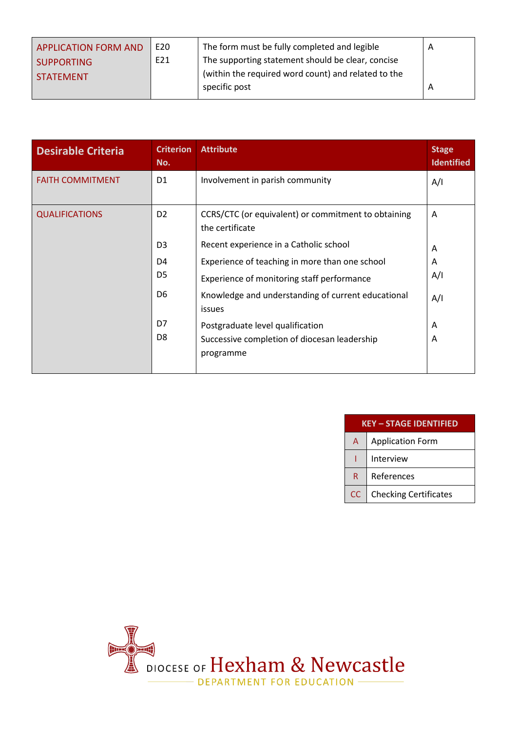| | | | |
|---|---|---|---|
| APPLICATION FORM AND SUPPORTING STATEMENT | E20 | The form must be fully completed and legible | A |
| | E21 | The supporting statement should be clear, concise (within the required word count) and related to the specific post | A |

| Desirable Criteria | Criterion No. | Attribute | Stage Identified |
|---|---|---|---|
| FAITH COMMITMENT | D1 | Involvement in parish community | A/I |
| QUALIFICATIONS | D2 | CCRS/CTC (or equivalent) or commitment to obtaining the certificate | A |
| | D3 | Recent experience in a Catholic school | A |
| | D4 | Experience of teaching in more than one school | A |
| | D5 | Experience of monitoring staff performance | A/I |
| | D6 | Knowledge and understanding of current educational issues | A/I |
| | D7 | Postgraduate level qualification | A |
| | D8 | Successful completion of diocesan leadership programme | A |

| KEY – STAGE IDENTIFIED | |
|---|---|
| A | Application Form |
| I | Interview |
| R | References |
| CC | Checking Certificates |

DIOCESE OF Hexham & Newcastle
DEPARTMENT FOR EDUCATION